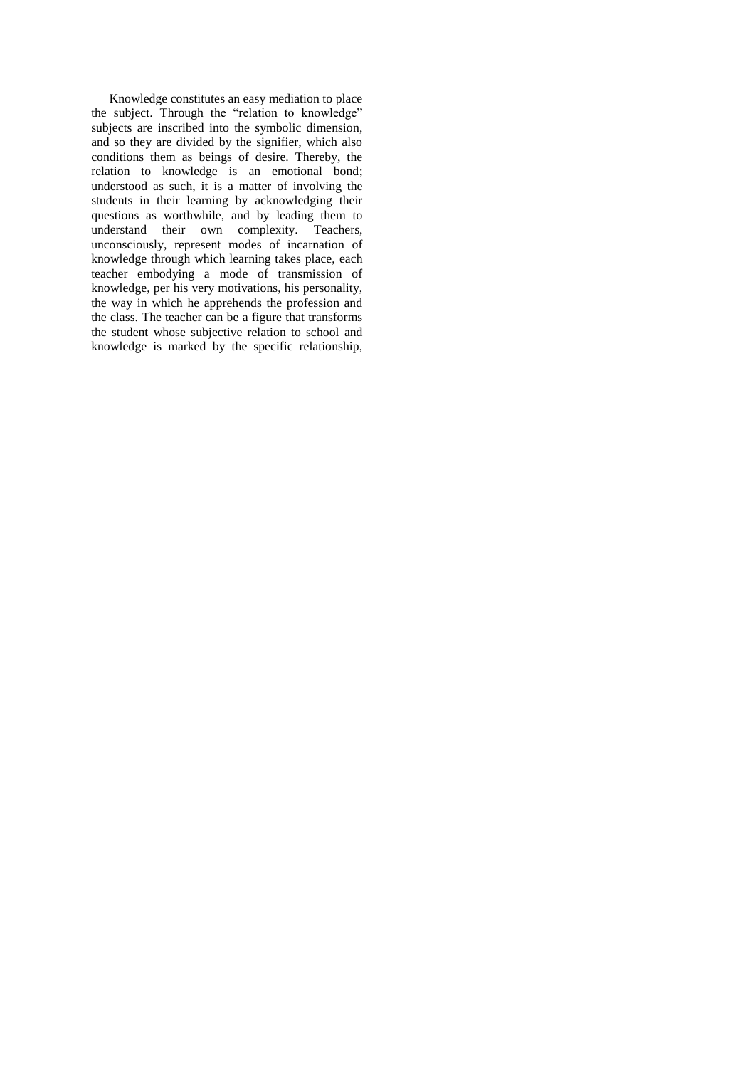Knowledge constitutes an easy mediation to place the subject. Through the "relation to knowledge" subjects are inscribed into the symbolic dimension, and so they are divided by the signifier, which also conditions them as beings of desire. Thereby, the relation to knowledge is an emotional bond; understood as such, it is a matter of involving the students in their learning by acknowledging their questions as worthwhile, and by leading them to understand their own complexity. Teachers, unconsciously, represent modes of incarnation of knowledge through which learning takes place, each teacher embodying a mode of transmission of knowledge, per his very motivations, his personality, the way in which he apprehends the profession and the class. The teacher can be a figure that transforms the student whose subjective relation to school and knowledge is marked by the specific relationship,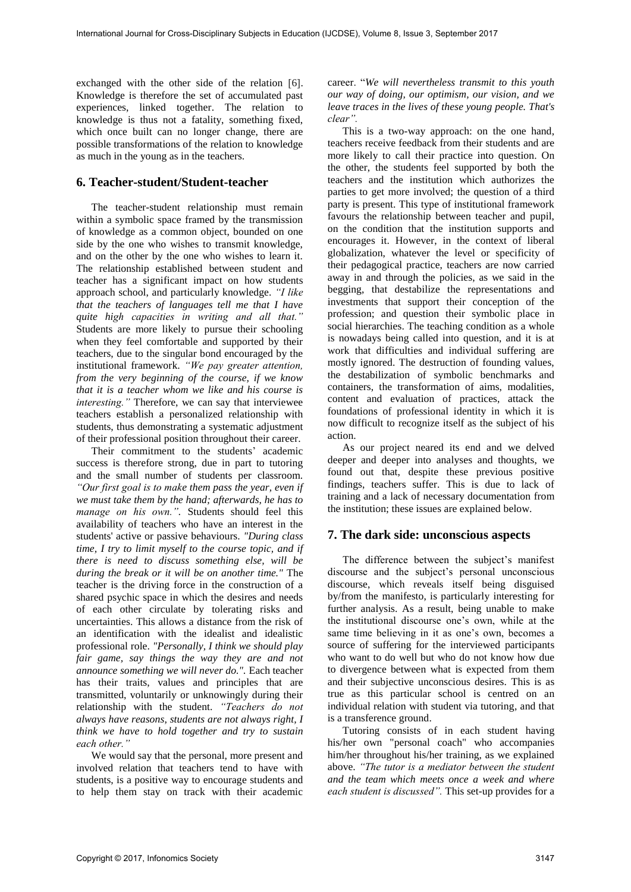exchanged with the other side of the relation [6]. Knowledge is therefore the set of accumulated past experiences, linked together. The relation to knowledge is thus not a fatality, something fixed, which once built can no longer change, there are possible transformations of the relation to knowledge as much in the young as in the teachers.

## 6. Teacher-student/Student-teacher

The teacher-student relationship must remain within a symbolic space framed by the transmission of knowledge as a common object, bounded on one side by the one who wishes to transmit knowledge, and on the other by the one who wishes to learn it. The relationship established between student and teacher has a significant impact on how students approach school, and particularly knowledge. *"I like that the teachers of languages tell me that I have quite high capacities in writing and all that."* Students are more likely to pursue their schooling when they feel comfortable and supported by their teachers, due to the singular bond encouraged by the institutional framework. *"We pay greater attention, from the very beginning of the course, if we know that it is a teacher whom we like and his course is interesting."* Therefore, we can say that interviewee teachers establish a personalized relationship with students, thus demonstrating a systematic adjustment of their professional position throughout their career.

Their commitment to the students' academic success is therefore strong, due in part to tutoring and the small number of students per classroom. *"Our first goal is to make them pass the year, even if we must take them by the hand; afterwards, he has to manage on his own."*. Students should feel this availability of teachers who have an interest in the students' active or passive behaviours. *"During class time, I try to limit myself to the course topic, and if there is need to discuss something else, will be during the break or it will be on another time."* The teacher is the driving force in the construction of a shared psychic space in which the desires and needs of each other circulate by tolerating risks and uncertainties. This allows a distance from the risk of an identification with the idealist and idealistic professional role. *"Personally, I think we should play fair game, say things the way they are and not announce something we will never do."*. Each teacher has their traits, values and principles that are transmitted, voluntarily or unknowingly during their relationship with the student. *"Teachers do not always have reasons, students are not always right, I think we have to hold together and try to sustain each other."*

We would say that the personal, more present and involved relation that teachers tend to have with students, is a positive way to encourage students and to help them stay on track with their academic career. "*We will nevertheless transmit to this youth our way of doing, our optimism, our vision, and we leave traces in the lives of these young people. That's clear".*

This is a two-way approach: on the one hand, teachers receive feedback from their students and are more likely to call their practice into question. On the other, the students feel supported by both the teachers and the institution which authorizes the parties to get more involved; the question of a third party is present. This type of institutional framework favours the relationship between teacher and pupil, on the condition that the institution supports and encourages it. However, in the context of liberal globalization, whatever the level or specificity of their pedagogical practice, teachers are now carried away in and through the policies, as we said in the begging, that destabilize the representations and investments that support their conception of the profession; and question their symbolic place in social hierarchies. The teaching condition as a whole is nowadays being called into question, and it is at work that difficulties and individual suffering are mostly ignored. The destruction of founding values, the destabilization of symbolic benchmarks and containers, the transformation of aims, modalities, content and evaluation of practices, attack the foundations of professional identity in which it is now difficult to recognize itself as the subject of his action.

As our project neared its end and we delved deeper and deeper into analyses and thoughts, we found out that, despite these previous positive findings, teachers suffer. This is due to lack of training and a lack of necessary documentation from the institution; these issues are explained below.

## 7. The dark side: unconscious aspects

The difference between the subject's manifest discourse and the subject's personal unconscious discourse, which reveals itself being disguised by/from the manifesto, is particularly interesting for further analysis. As a result, being unable to make the institutional discourse one's own, while at the same time believing in it as one's own, becomes a source of suffering for the interviewed participants who want to do well but who do not know how due to divergence between what is expected from them and their subjective unconscious desires. This is as true as this particular school is centred on an individual relation with student via tutoring, and that is a transference ground.

Tutoring consists of in each student having his/her own "personal coach" who accompanies him/her throughout his/her training, as we explained above. *"The tutor is a mediator between the student and the team which meets once a week and where each student is discussed".* This set-up provides for a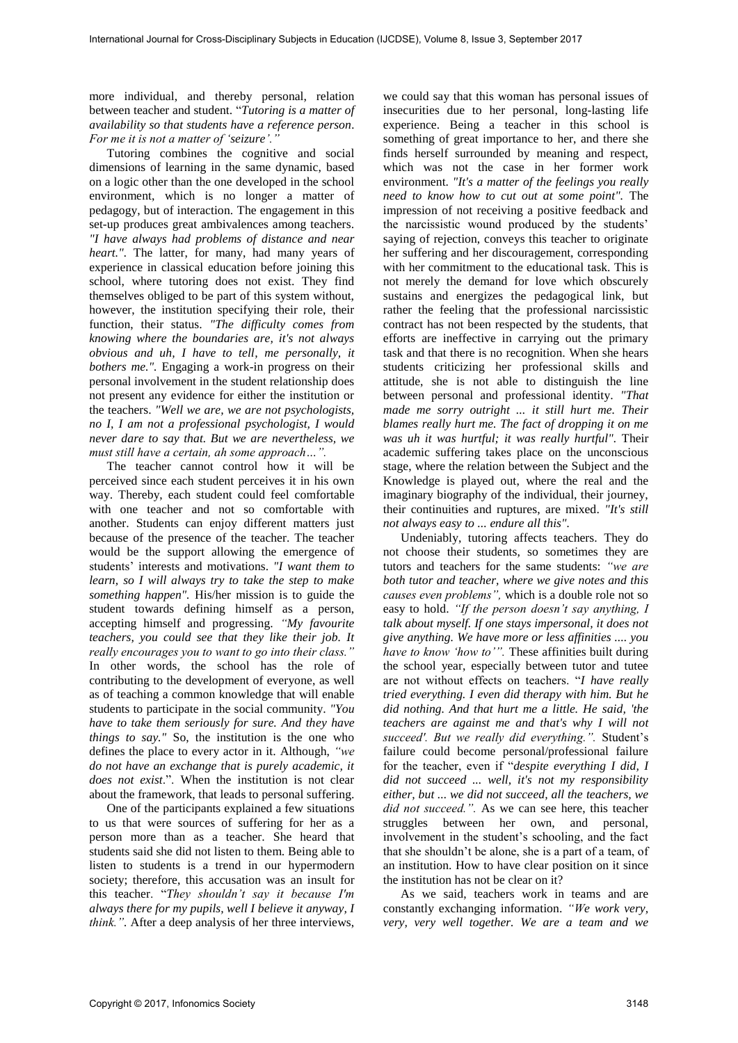more individual, and thereby personal, relation between teacher and student. "*Tutoring is a matter of availability so that students have a reference person. For me it is not a matter of 'seizure'.*"

Tutoring combines the cognitive and social dimensions of learning in the same dynamic, based on a logic other than the one developed in the school environment, which is no longer a matter of pedagogy, but of interaction. The engagement in this set-up produces great ambivalences among teachers. *"I have always had problems of distance and near heart.".* The latter, for many, had many years of experience in classical education before joining this school, where tutoring does not exist. They find themselves obliged to be part of this system without, however, the institution specifying their role, their function, their status. *"The difficulty comes from knowing where the boundaries are, it's not always obvious and uh, I have to tell, me personally, it bothers me.".* Engaging a work-in progress on their personal involvement in the student relationship does not present any evidence for either the institution or the teachers. *"Well we are, we are not psychologists, no I, I am not a professional psychologist, I would never dare to say that. But we are nevertheless, we must still have a certain, ah some approach…".*

The teacher cannot control how it will be perceived since each student perceives it in his own way. Thereby, each student could feel comfortable with one teacher and not so comfortable with another. Students can enjoy different matters just because of the presence of the teacher. The teacher would be the support allowing the emergence of students' interests and motivations. *"I want them to learn, so I will always try to take the step to make something happen".* His/her mission is to guide the student towards defining himself as a person, accepting himself and progressing. *"My favourite teachers, you could see that they like their job. It really encourages you to want to go into their class."* In other words, the school has the role of contributing to the development of everyone, as well as of teaching a common knowledge that will enable students to participate in the social community. *"You have to take them seriously for sure. And they have things to say."* So, the institution is the one who defines the place to every actor in it. Although, *"we do not have an exchange that is purely academic, it does not exist*.". When the institution is not clear about the framework, that leads to personal suffering.

One of the participants explained a few situations to us that were sources of suffering for her as a person more than as a teacher. She heard that students said she did not listen to them. Being able to listen to students is a trend in our hypermodern society; therefore, this accusation was an insult for this teacher. "*They shouldn't say it because I'm always there for my pupils, well I believe it anyway, I think.".* After a deep analysis of her three interviews, we could say that this woman has personal issues of insecurities due to her personal, long-lasting life experience. Being a teacher in this school is something of great importance to her, and there she finds herself surrounded by meaning and respect, which was not the case in her former work environment. *"It's a matter of the feelings you really need to know how to cut out at some point".* The impression of not receiving a positive feedback and the narcissistic wound produced by the students' saying of rejection, conveys this teacher to originate her suffering and her discouragement, corresponding with her commitment to the educational task. This is not merely the demand for love which obscurely sustains and energizes the pedagogical link, but rather the feeling that the professional narcissistic contract has not been respected by the students, that efforts are ineffective in carrying out the primary task and that there is no recognition. When she hears students criticizing her professional skills and attitude, she is not able to distinguish the line between personal and professional identity. *"That made me sorry outright ... it still hurt me. Their blames really hurt me. The fact of dropping it on me was uh it was hurtful; it was really hurtful".* Their academic suffering takes place on the unconscious stage, where the relation between the Subject and the Knowledge is played out, where the real and the imaginary biography of the individual, their journey, their continuities and ruptures, are mixed. *"It's still not always easy to ... endure all this".*

Undeniably, tutoring affects teachers. They do not choose their students, so sometimes they are tutors and teachers for the same students: *"we are both tutor and teacher, where we give notes and this causes even problems",* which is a double role not so easy to hold. *"If the person doesn't say anything, I talk about myself. If one stays impersonal, it does not give anything. We have more or less affinities .... you have to know 'how to'".* These affinities built during the school year, especially between tutor and tutee are not without effects on teachers. "*I have really tried everything. I even did therapy with him. But he did nothing. And that hurt me a little. He said, 'the teachers are against me and that's why I will not succeed'. But we really did everything.".* Student's failure could become personal/professional failure for the teacher, even if "*despite everything I did, I did not succeed ... well, it's not my responsibility either, but ... we did not succeed, all the teachers, we did not succeed.".* As we can see here, this teacher struggles between her own, and personal, involvement in the student's schooling, and the fact that she shouldn't be alone, she is a part of a team, of an institution. How to have clear position on it since the institution has not be clear on it?

As we said, teachers work in teams and are constantly exchanging information. *"We work very, very, very well together. We are a team and we*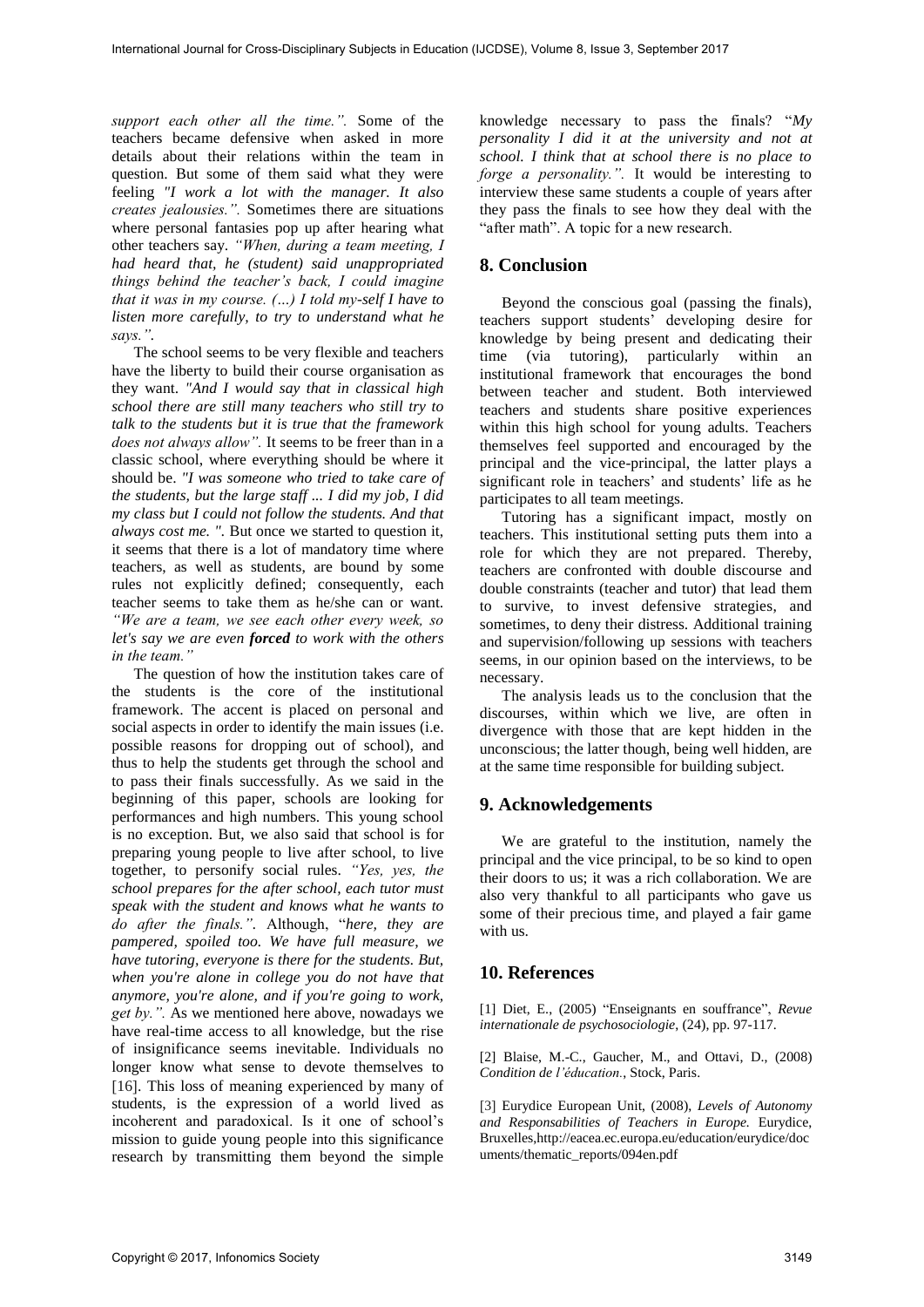*support each other all the time.".* Some of the teachers became defensive when asked in more details about their relations within the team in question. But some of them said what they were feeling *"I work a lot with the manager. It also creates jealousies.".* Sometimes there are situations where personal fantasies pop up after hearing what other teachers say. *"When, during a team meeting, I had heard that, he (student) said unappropriated things behind the teacher's back, I could imagine that it was in my course. (…) I told my-self I have to listen more carefully, to try to understand what he says.".*

The school seems to be very flexible and teachers have the liberty to build their course organisation as they want. *"And I would say that in classical high school there are still many teachers who still try to talk to the students but it is true that the framework does not always allow".* It seems to be freer than in a classic school, where everything should be where it should be. *"I was someone who tried to take care of the students, but the large staff ... I did my job, I did my class but I could not follow the students. And that always cost me. ".* But once we started to question it, it seems that there is a lot of mandatory time where teachers, as well as students, are bound by some rules not explicitly defined; consequently, each teacher seems to take them as he/she can or want. *"We are a team, we see each other every week, so let's say we are even **forced** to work with the others in the team."*

The question of how the institution takes care of the students is the core of the institutional framework. The accent is placed on personal and social aspects in order to identify the main issues (i.e. possible reasons for dropping out of school), and thus to help the students get through the school and to pass their finals successfully. As we said in the beginning of this paper, schools are looking for performances and high numbers. This young school is no exception. But, we also said that school is for preparing young people to live after school, to live together, to personify social rules. *"Yes, yes, the school prepares for the after school, each tutor must speak with the student and knows what he wants to do after the finals.".* Although, "*here, they are pampered, spoiled too. We have full measure, we have tutoring, everyone is there for the students. But, when you're alone in college you do not have that anymore, you're alone, and if you're going to work, get by.".* As we mentioned here above, nowadays we have real-time access to all knowledge, but the rise of insignificance seems inevitable. Individuals no longer know what sense to devote themselves to [16]. This loss of meaning experienced by many of students, is the expression of a world lived as incoherent and paradoxical. Is it one of school's mission to guide young people into this significance research by transmitting them beyond the simple knowledge necessary to pass the finals? "*My personality I did it at the university and not at school. I think that at school there is no place to forge a personality.".* It would be interesting to interview these same students a couple of years after they pass the finals to see how they deal with the "after math". A topic for a new research.

## 8. Conclusion

Beyond the conscious goal (passing the finals), teachers support students' developing desire for knowledge by being present and dedicating their time (via tutoring), particularly within an institutional framework that encourages the bond between teacher and student. Both interviewed teachers and students share positive experiences within this high school for young adults. Teachers themselves feel supported and encouraged by the principal and the vice-principal, the latter plays a significant role in teachers' and students' life as he participates to all team meetings.

Tutoring has a significant impact, mostly on teachers. This institutional setting puts them into a role for which they are not prepared. Thereby, teachers are confronted with double discourse and double constraints (teacher and tutor) that lead them to survive, to invest defensive strategies, and sometimes, to deny their distress. Additional training and supervision/following up sessions with teachers seems, in our opinion based on the interviews, to be necessary.

The analysis leads us to the conclusion that the discourses, within which we live, are often in divergence with those that are kept hidden in the unconscious; the latter though, being well hidden, are at the same time responsible for building subject.

## 9. Acknowledgements

We are grateful to the institution, namely the principal and the vice principal, to be so kind to open their doors to us; it was a rich collaboration. We are also very thankful to all participants who gave us some of their precious time, and played a fair game with us.

## 10. References

[1] Diet, E., (2005) "Enseignants en souffrance", *Revue internationale de psychosociologie*, (24), pp. 97-117.

[2] Blaise, M.-C., Gaucher, M., and Ottavi, D., (2008) *Condition de l'éducation.*, Stock, Paris.

[3] Eurydice European Unit, (2008), *Levels of Autonomy and Responsabilities of Teachers in Europe.* Eurydice, Bruxelles,http://eacea.ec.europa.eu/education/eurydice/documents/thematic_reports/094en.pdf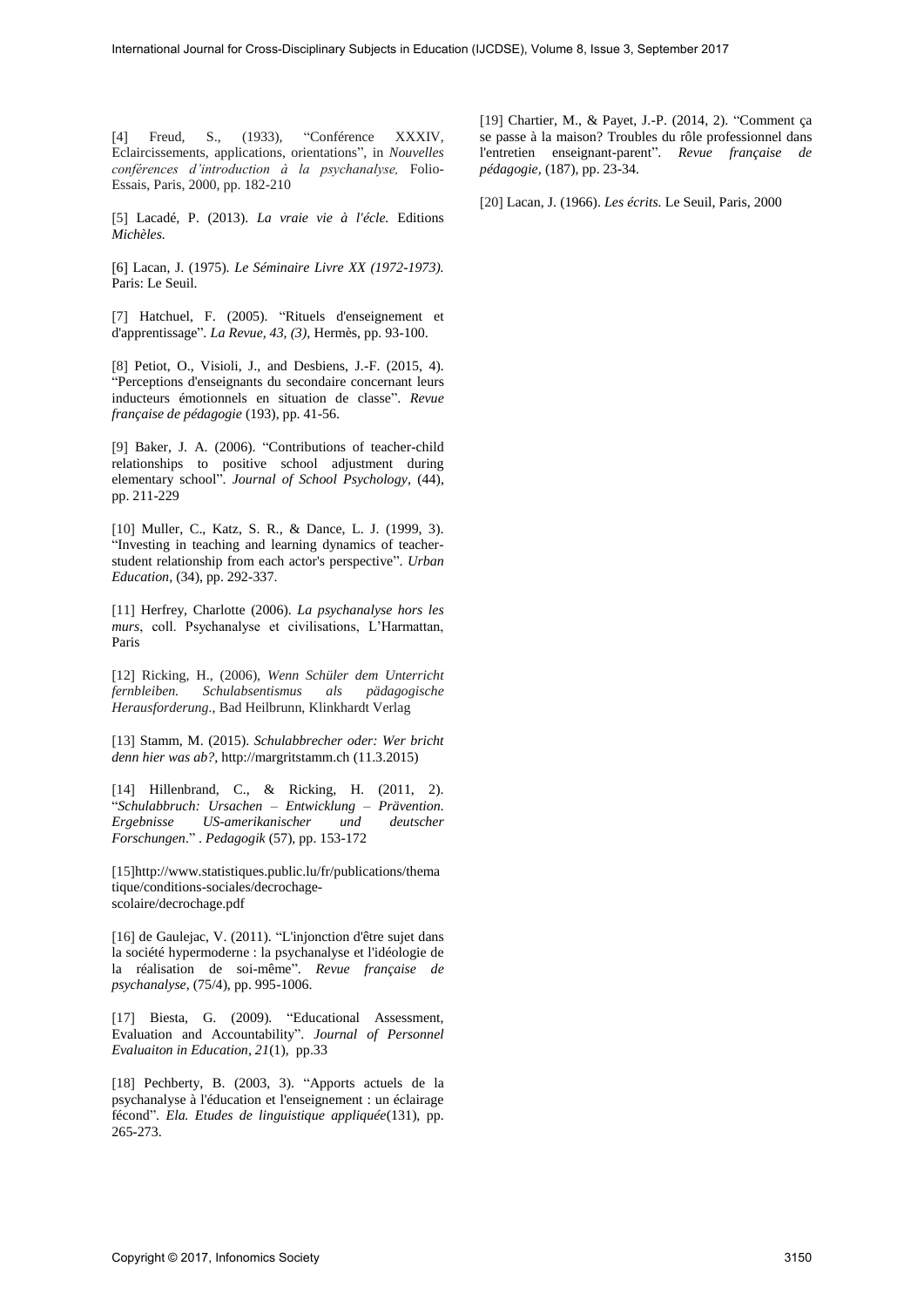[4] Freud, S., (1933), “Conférence XXXIV, Eclaircissements, applications, orientations”, in *Nouvelles conférences d’introduction à la psychanalyse,* Folio-Essais, Paris, 2000, pp. 182-210

[5] Lacadé, P. (2013). *La vraie vie à l'écle.* Editions *Michèles.*

[6] Lacan, J. (1975). *Le Séminaire Livre XX (1972-1973).* Paris: Le Seuil.

[7] Hatchuel, F. (2005). “Rituels d'enseignement et d'apprentissage”. *La Revue, 43, (3)*, Hermès, pp. 93-100.

[8] Petiot, O., Visioli, J., and Desbiens, J.-F. (2015, 4). “Perceptions d'enseignants du secondaire concernant leurs inducteurs émotionnels en situation de classe”. *Revue française de pédagogie* (193), pp. 41-56.

[9] Baker, J. A. (2006). “Contributions of teacher-child relationships to positive school adjustment during elementary school”. *Journal of School Psychology*, (44), pp. 211-229

[10] Muller, C., Katz, S. R., & Dance, L. J. (1999, 3). “Investing in teaching and learning dynamics of teacher-student relationship from each actor's perspective”. *Urban Education*, (34), pp. 292-337.

[11] Herfrey, Charlotte (2006). *La psychanalyse hors les murs*, coll. Psychanalyse et civilisations, L’Harmattan, Paris

[12] Ricking, H., (2006), *Wenn Schüler dem Unterricht fernbleiben. Schulabsentismus als pädagogische Herausforderung.*, Bad Heilbrunn, Klinkhardt Verlag

[13] Stamm, M. (2015). *Schulabbrecher oder: Wer bricht denn hier was ab?*, http://margritstamm.ch (11.3.2015)

[14] Hillenbrand, C., & Ricking, H. (2011, 2). “*Schulabbruch: Ursachen – Entwicklung – Prävention. Ergebnisse US-amerikanischer und deutscher Forschungen*.” . *Pedagogik* (57), pp. 153-172

[15]http://www.statistiques.public.lu/fr/publications/thematique/conditions-sociales/decrochage-scolaire/decrochage.pdf

[16] de Gaulejac, V. (2011). “L'injonction d'être sujet dans la société hypermoderne : la psychanalyse et l'idéologie de la réalisation de soi-même”. *Revue française de psychanalyse*, (75/4), pp. 995-1006.

[17] Biesta, G. (2009). “Educational Assessment, Evaluation and Accountability”. *Journal of Personnel Evaluaiton in Education, 21*(1), pp.33

[18] Pechberty, B. (2003, 3). “Apports actuels de la psychanalyse à l'éducation et l'enseignement : un éclairage fécond”. *Ela. Etudes de linguistique appliquée*(131), pp. 265-273.

[19] Chartier, M., & Payet, J.-P. (2014, 2). “Comment ça se passe à la maison? Troubles du rôle professionnel dans l'entretien enseignant-parent”. *Revue française de pédagogie*, (187), pp. 23-34.

[20] Lacan, J. (1966). *Les écrits.* Le Seuil, Paris, 2000